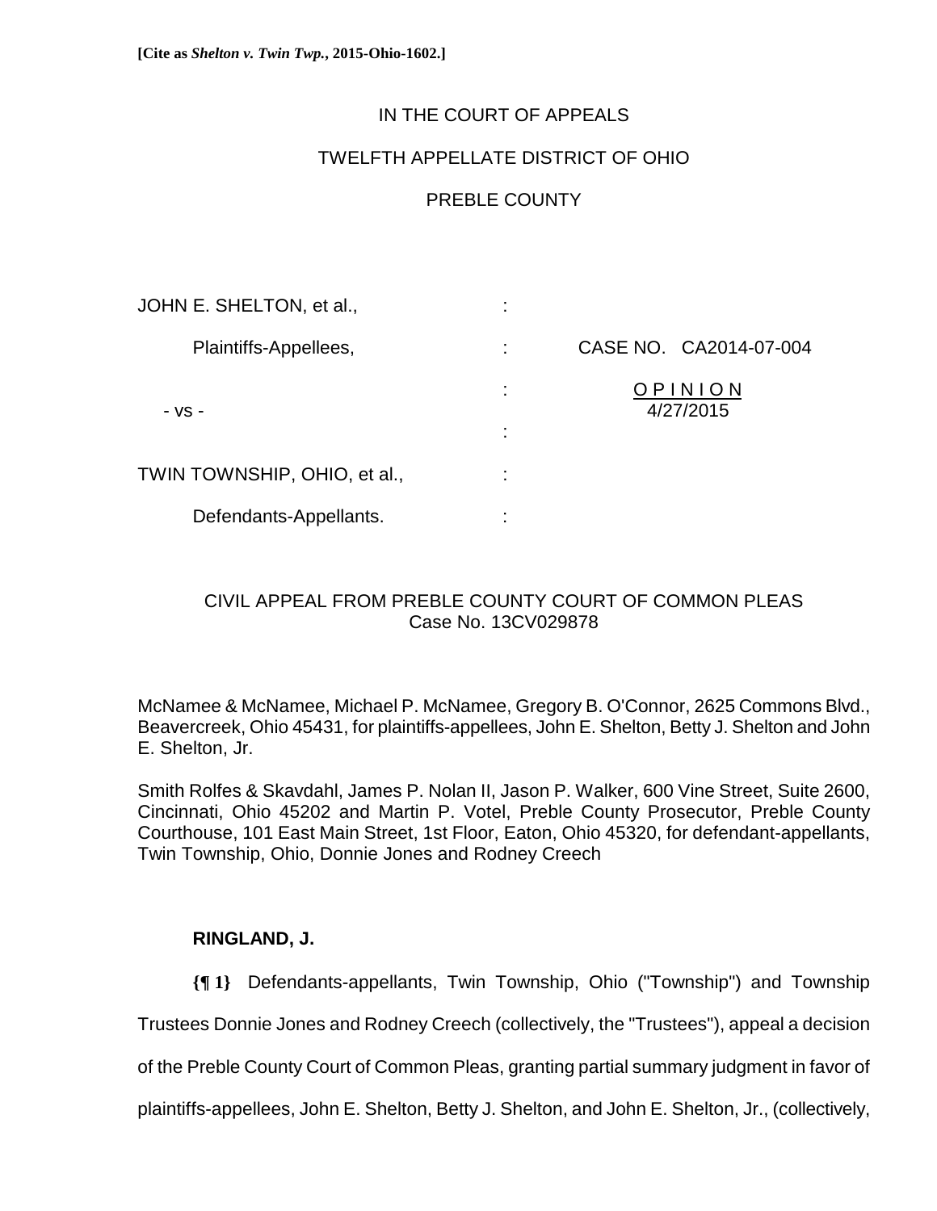**[Cite as *Shelton v. Twin Twp.*, 2015-Ohio-1602.]**

IN THE COURT OF APPEALS

TWELFTH APPELLATE DISTRICT OF OHIO

PREBLE COUNTY

| | | |
|---|---|---|
| JOHN E. SHELTON, et al., | : | |
| Plaintiffs-Appellees, | : | CASE NO. CA2014-07-004 |
| - vs - | : | O P I N I O N<br>4/27/2015 |
| | : | |
| TWIN TOWNSHIP, OHIO, et al., | : | |
| Defendants-Appellants. | : | |

CIVIL APPEAL FROM PREBLE COUNTY COURT OF COMMON PLEAS
Case No. 13CV029878

McNamee & McNamee, Michael P. McNamee, Gregory B. O'Connor, 2625 Commons Blvd., Beavercreek, Ohio 45431, for plaintiffs-appellees, John E. Shelton, Betty J. Shelton and John E. Shelton, Jr.

Smith Rolfes & Skavdahl, James P. Nolan II, Jason P. Walker, 600 Vine Street, Suite 2600, Cincinnati, Ohio 45202 and Martin P. Votel, Preble County Prosecutor, Preble County Courthouse, 101 East Main Street, 1st Floor, Eaton, Ohio 45320, for defendant-appellants, Twin Township, Ohio, Donnie Jones and Rodney Creech

**RINGLAND, J.**

**{¶ 1}** Defendants-appellants, Twin Township, Ohio ("Township") and Township Trustees Donnie Jones and Rodney Creech (collectively, the "Trustees"), appeal a decision of the Preble County Court of Common Pleas, granting partial summary judgment in favor of plaintiffs-appellees, John E. Shelton, Betty J. Shelton, and John E. Shelton, Jr., (collectively,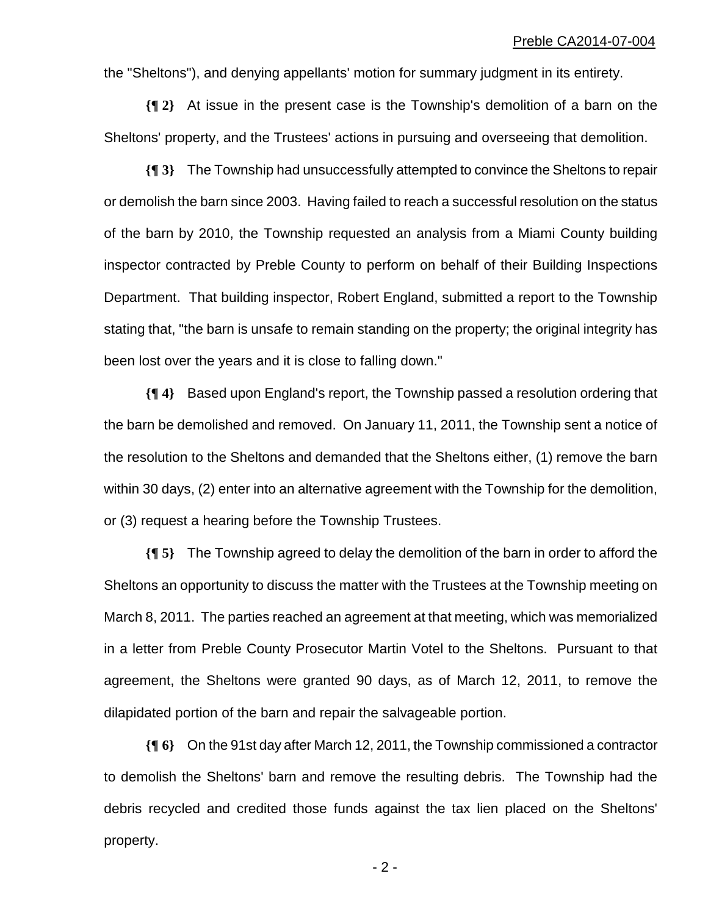the "Sheltons"), and denying appellants' motion for summary judgment in its entirety.

**{¶ 2}** At issue in the present case is the Township's demolition of a barn on the Sheltons' property, and the Trustees' actions in pursuing and overseeing that demolition.

**{¶ 3}** The Township had unsuccessfully attempted to convince the Sheltons to repair or demolish the barn since 2003. Having failed to reach a successful resolution on the status of the barn by 2010, the Township requested an analysis from a Miami County building inspector contracted by Preble County to perform on behalf of their Building Inspections Department. That building inspector, Robert England, submitted a report to the Township stating that, "the barn is unsafe to remain standing on the property; the original integrity has been lost over the years and it is close to falling down."

**{¶ 4}** Based upon England's report, the Township passed a resolution ordering that the barn be demolished and removed. On January 11, 2011, the Township sent a notice of the resolution to the Sheltons and demanded that the Sheltons either, (1) remove the barn within 30 days, (2) enter into an alternative agreement with the Township for the demolition, or (3) request a hearing before the Township Trustees.

**{¶ 5}** The Township agreed to delay the demolition of the barn in order to afford the Sheltons an opportunity to discuss the matter with the Trustees at the Township meeting on March 8, 2011. The parties reached an agreement at that meeting, which was memorialized in a letter from Preble County Prosecutor Martin Votel to the Sheltons. Pursuant to that agreement, the Sheltons were granted 90 days, as of March 12, 2011, to remove the dilapidated portion of the barn and repair the salvageable portion.

**{¶ 6}** On the 91st day after March 12, 2011, the Township commissioned a contractor to demolish the Sheltons' barn and remove the resulting debris. The Township had the debris recycled and credited those funds against the tax lien placed on the Sheltons' property.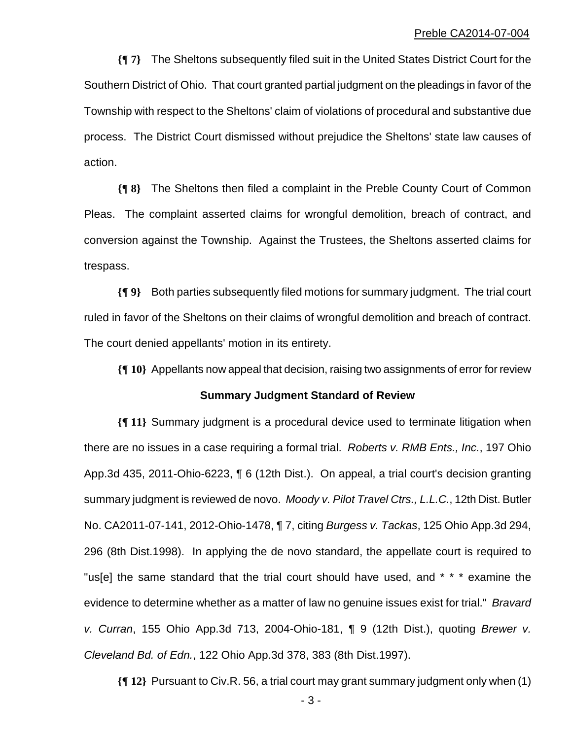**{¶ 7}** The Sheltons subsequently filed suit in the United States District Court for the Southern District of Ohio. That court granted partial judgment on the pleadings in favor of the Township with respect to the Sheltons' claim of violations of procedural and substantive due process. The District Court dismissed without prejudice the Sheltons' state law causes of action.

**{¶ 8}** The Sheltons then filed a complaint in the Preble County Court of Common Pleas. The complaint asserted claims for wrongful demolition, breach of contract, and conversion against the Township. Against the Trustees, the Sheltons asserted claims for trespass.

**{¶ 9}** Both parties subsequently filed motions for summary judgment. The trial court ruled in favor of the Sheltons on their claims of wrongful demolition and breach of contract. The court denied appellants' motion in its entirety.

**{¶ 10}** Appellants now appeal that decision, raising two assignments of error for review

**Summary Judgment Standard of Review**

**{¶ 11}** Summary judgment is a procedural device used to terminate litigation when there are no issues in a case requiring a formal trial. *Roberts v. RMB Ents., Inc.*, 197 Ohio App.3d 435, 2011-Ohio-6223, ¶ 6 (12th Dist.). On appeal, a trial court's decision granting summary judgment is reviewed de novo. *Moody v. Pilot Travel Ctrs., L.L.C.*, 12th Dist. Butler No. CA2011-07-141, 2012-Ohio-1478, ¶ 7, citing *Burgess v. Tackas*, 125 Ohio App.3d 294, 296 (8th Dist.1998). In applying the de novo standard, the appellate court is required to "us[e] the same standard that the trial court should have used, and * * * examine the evidence to determine whether as a matter of law no genuine issues exist for trial." *Bravard v. Curran*, 155 Ohio App.3d 713, 2004-Ohio-181, ¶ 9 (12th Dist.), quoting *Brewer v. Cleveland Bd. of Edn.*, 122 Ohio App.3d 378, 383 (8th Dist.1997).

**{¶ 12}** Pursuant to Civ.R. 56, a trial court may grant summary judgment only when (1)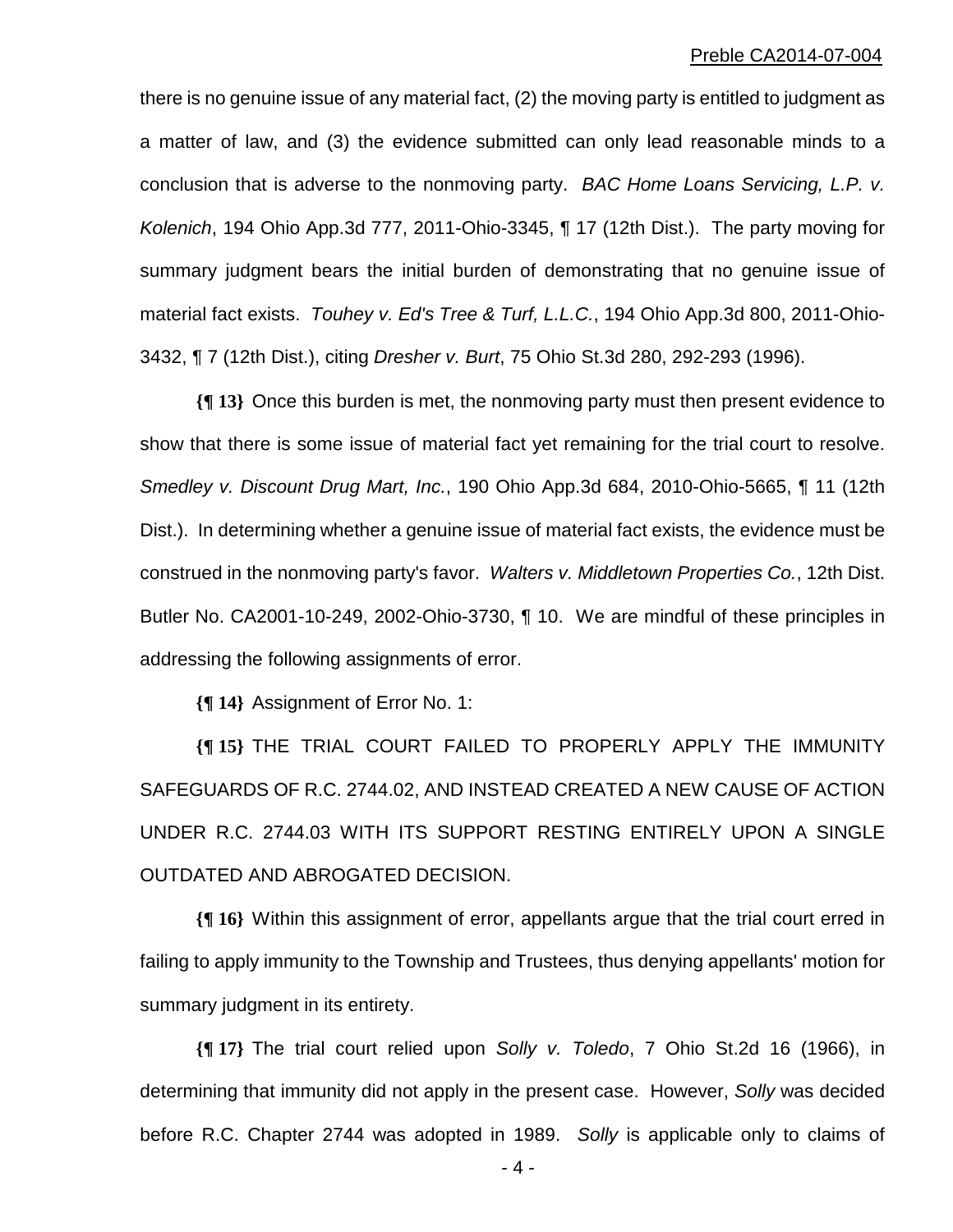there is no genuine issue of any material fact, (2) the moving party is entitled to judgment as a matter of law, and (3) the evidence submitted can only lead reasonable minds to a conclusion that is adverse to the nonmoving party. *BAC Home Loans Servicing, L.P. v. Kolenich*, 194 Ohio App.3d 777, 2011-Ohio-3345, ¶ 17 (12th Dist.). The party moving for summary judgment bears the initial burden of demonstrating that no genuine issue of material fact exists. *Touhey v. Ed's Tree & Turf, L.L.C.*, 194 Ohio App.3d 800, 2011-Ohio-3432, ¶ 7 (12th Dist.), citing *Dresher v. Burt*, 75 Ohio St.3d 280, 292-293 (1996).

**{¶ 13}** Once this burden is met, the nonmoving party must then present evidence to show that there is some issue of material fact yet remaining for the trial court to resolve. *Smedley v. Discount Drug Mart, Inc.*, 190 Ohio App.3d 684, 2010-Ohio-5665, ¶ 11 (12th Dist.). In determining whether a genuine issue of material fact exists, the evidence must be construed in the nonmoving party's favor. *Walters v. Middletown Properties Co.*, 12th Dist. Butler No. CA2001-10-249, 2002-Ohio-3730, ¶ 10. We are mindful of these principles in addressing the following assignments of error.

**{¶ 14}** Assignment of Error No. 1:

**{¶ 15}** THE TRIAL COURT FAILED TO PROPERLY APPLY THE IMMUNITY SAFEGUARDS OF R.C. 2744.02, AND INSTEAD CREATED A NEW CAUSE OF ACTION UNDER R.C. 2744.03 WITH ITS SUPPORT RESTING ENTIRELY UPON A SINGLE OUTDATED AND ABROGATED DECISION.

**{¶ 16}** Within this assignment of error, appellants argue that the trial court erred in failing to apply immunity to the Township and Trustees, thus denying appellants' motion for summary judgment in its entirety.

**{¶ 17}** The trial court relied upon *Solly v. Toledo*, 7 Ohio St.2d 16 (1966), in determining that immunity did not apply in the present case. However, *Solly* was decided before R.C. Chapter 2744 was adopted in 1989. *Solly* is applicable only to claims of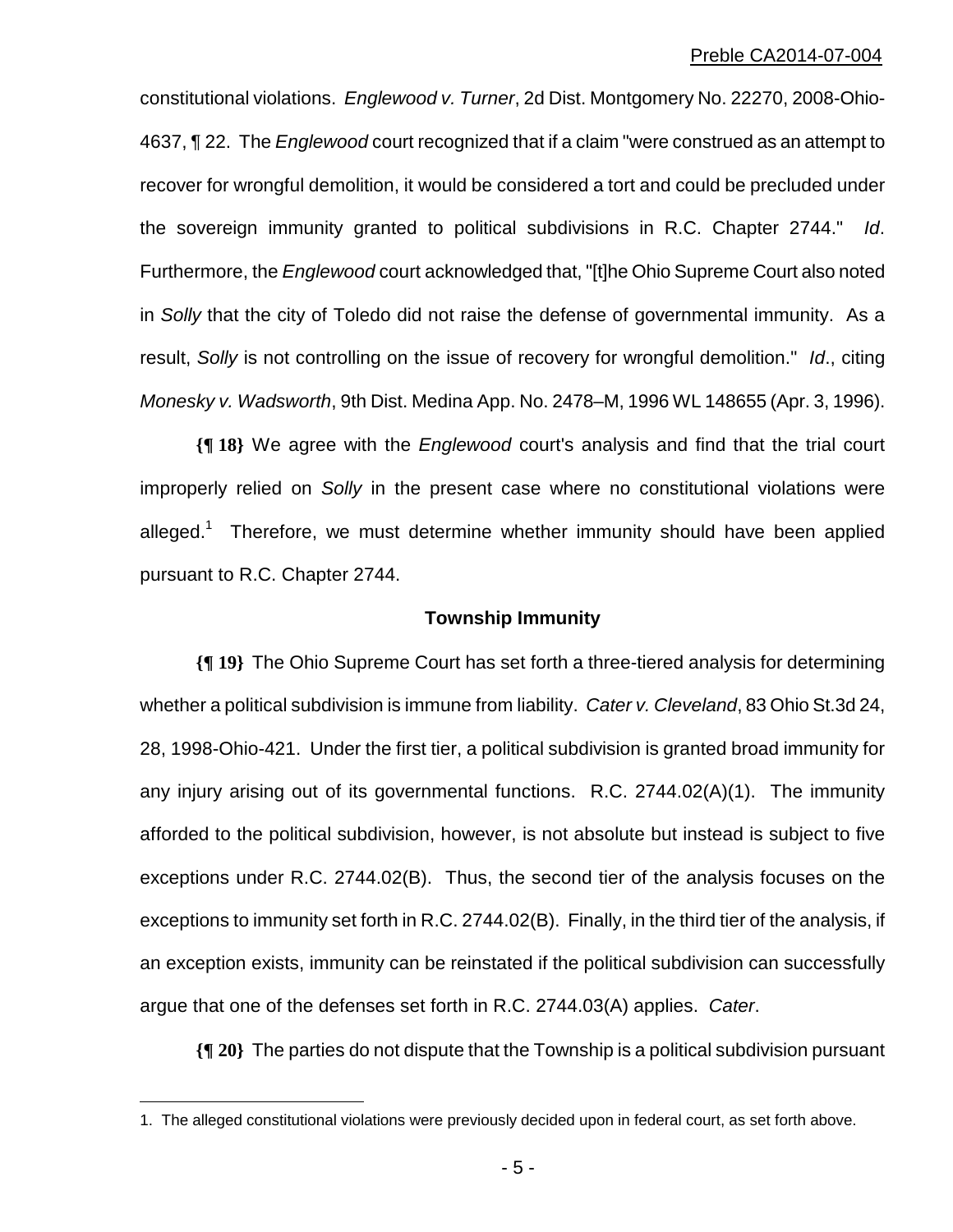constitutional violations. *Englewood v. Turner*, 2d Dist. Montgomery No. 22270, 2008-Ohio-4637, ¶ 22. The *Englewood* court recognized that if a claim "were construed as an attempt to recover for wrongful demolition, it would be considered a tort and could be precluded under the sovereign immunity granted to political subdivisions in R.C. Chapter 2744." *Id*. Furthermore, the *Englewood* court acknowledged that, "[t]he Ohio Supreme Court also noted in *Solly* that the city of Toledo did not raise the defense of governmental immunity. As a result, *Solly* is not controlling on the issue of recovery for wrongful demolition." *Id*., citing *Monesky v. Wadsworth*, 9th Dist. Medina App. No. 2478–M, 1996 WL 148655 (Apr. 3, 1996).

**{¶ 18}** We agree with the *Englewood* court's analysis and find that the trial court improperly relied on *Solly* in the present case where no constitutional violations were alleged.[1] Therefore, we must determine whether immunity should have been applied pursuant to R.C. Chapter 2744.

**Township Immunity**

**{¶ 19}** The Ohio Supreme Court has set forth a three-tiered analysis for determining whether a political subdivision is immune from liability. *Cater v. Cleveland*, 83 Ohio St.3d 24, 28, 1998-Ohio-421. Under the first tier, a political subdivision is granted broad immunity for any injury arising out of its governmental functions. R.C. 2744.02(A)(1). The immunity afforded to the political subdivision, however, is not absolute but instead is subject to five exceptions under R.C. 2744.02(B). Thus, the second tier of the analysis focuses on the exceptions to immunity set forth in R.C. 2744.02(B). Finally, in the third tier of the analysis, if an exception exists, immunity can be reinstated if the political subdivision can successfully argue that one of the defenses set forth in R.C. 2744.03(A) applies. *Cater*.

**{¶ 20}** The parties do not dispute that the Township is a political subdivision pursuant

1. The alleged constitutional violations were previously decided upon in federal court, as set forth above.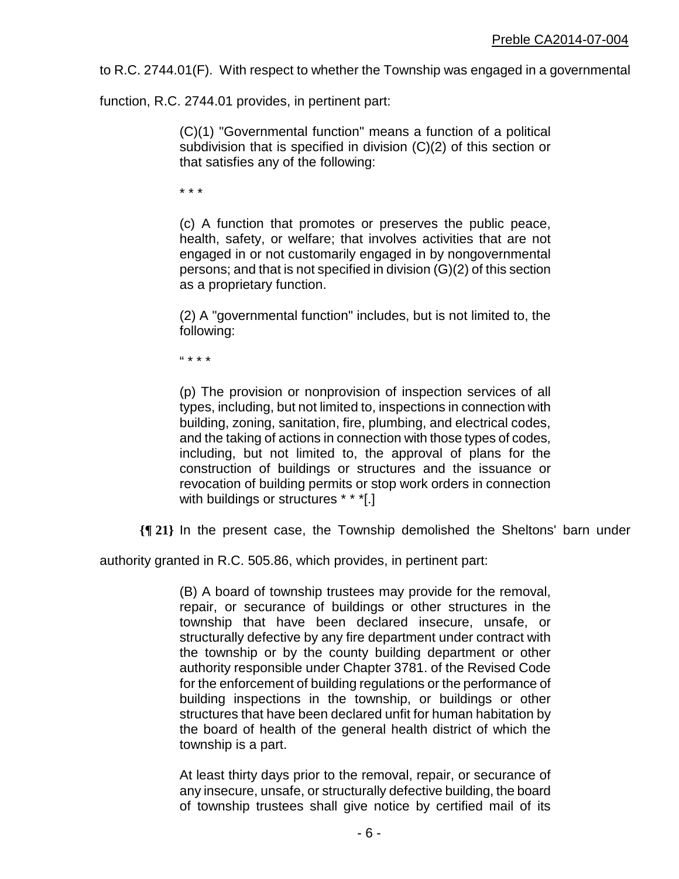to R.C. 2744.01(F). With respect to whether the Township was engaged in a governmental function, R.C. 2744.01 provides, in pertinent part:

> (C)(1) "Governmental function" means a function of a political subdivision that is specified in division (C)(2) of this section or that satisfies any of the following:
>
> * * *
>
> (c) A function that promotes or preserves the public peace, health, safety, or welfare; that involves activities that are not engaged in or not customarily engaged in by nongovernmental persons; and that is not specified in division (G)(2) of this section as a proprietary function.
>
> (2) A "governmental function" includes, but is not limited to, the following:
>
> " * * *
>
> (p) The provision or nonprovision of inspection services of all types, including, but not limited to, inspections in connection with building, zoning, sanitation, fire, plumbing, and electrical codes, and the taking of actions in connection with those types of codes, including, but not limited to, the approval of plans for the construction of buildings or structures and the issuance or revocation of building permits or stop work orders in connection with buildings or structures * * *[.]

**{¶ 21}** In the present case, the Township demolished the Sheltons' barn under authority granted in R.C. 505.86, which provides, in pertinent part:

> (B) A board of township trustees may provide for the removal, repair, or securance of buildings or other structures in the township that have been declared insecure, unsafe, or structurally defective by any fire department under contract with the township or by the county building department or other authority responsible under Chapter 3781. of the Revised Code for the enforcement of building regulations or the performance of building inspections in the township, or buildings or other structures that have been declared unfit for human habitation by the board of health of the general health district of which the township is a part.
>
> At least thirty days prior to the removal, repair, or securance of any insecure, unsafe, or structurally defective building, the board of township trustees shall give notice by certified mail of its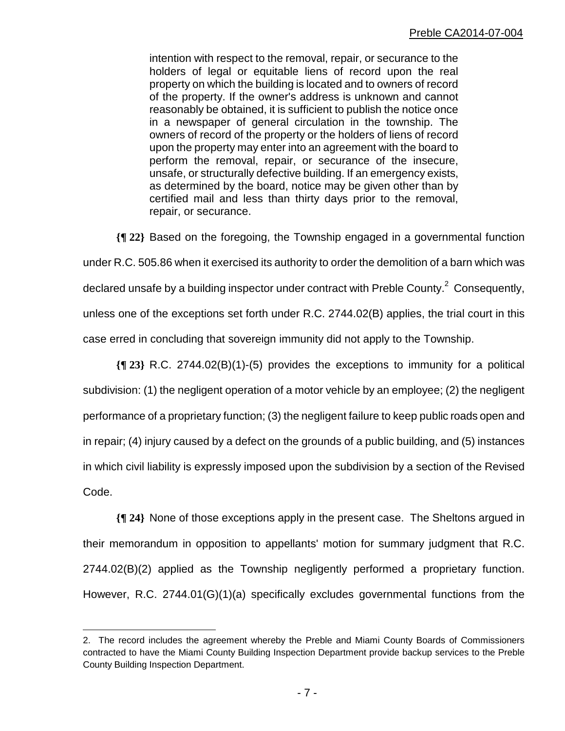> intention with respect to the removal, repair, or securance to the holders of legal or equitable liens of record upon the real property on which the building is located and to owners of record of the property. If the owner's address is unknown and cannot reasonably be obtained, it is sufficient to publish the notice once in a newspaper of general circulation in the township. The owners of record of the property or the holders of liens of record upon the property may enter into an agreement with the board to perform the removal, repair, or securance of the insecure, unsafe, or structurally defective building. If an emergency exists, as determined by the board, notice may be given other than by certified mail and less than thirty days prior to the removal, repair, or securance.

**{¶ 22}** Based on the foregoing, the Township engaged in a governmental function under R.C. 505.86 when it exercised its authority to order the demolition of a barn which was declared unsafe by a building inspector under contract with Preble County.[2] Consequently, unless one of the exceptions set forth under R.C. 2744.02(B) applies, the trial court in this case erred in concluding that sovereign immunity did not apply to the Township.

**{¶ 23}** R.C. 2744.02(B)(1)-(5) provides the exceptions to immunity for a political subdivision: (1) the negligent operation of a motor vehicle by an employee; (2) the negligent performance of a proprietary function; (3) the negligent failure to keep public roads open and in repair; (4) injury caused by a defect on the grounds of a public building, and (5) instances in which civil liability is expressly imposed upon the subdivision by a section of the Revised Code.

**{¶ 24}** None of those exceptions apply in the present case. The Sheltons argued in their memorandum in opposition to appellants' motion for summary judgment that R.C. 2744.02(B)(2) applied as the Township negligently performed a proprietary function. However, R.C. 2744.01(G)(1)(a) specifically excludes governmental functions from the

---

2. The record includes the agreement whereby the Preble and Miami County Boards of Commissioners contracted to have the Miami County Building Inspection Department provide backup services to the Preble County Building Inspection Department.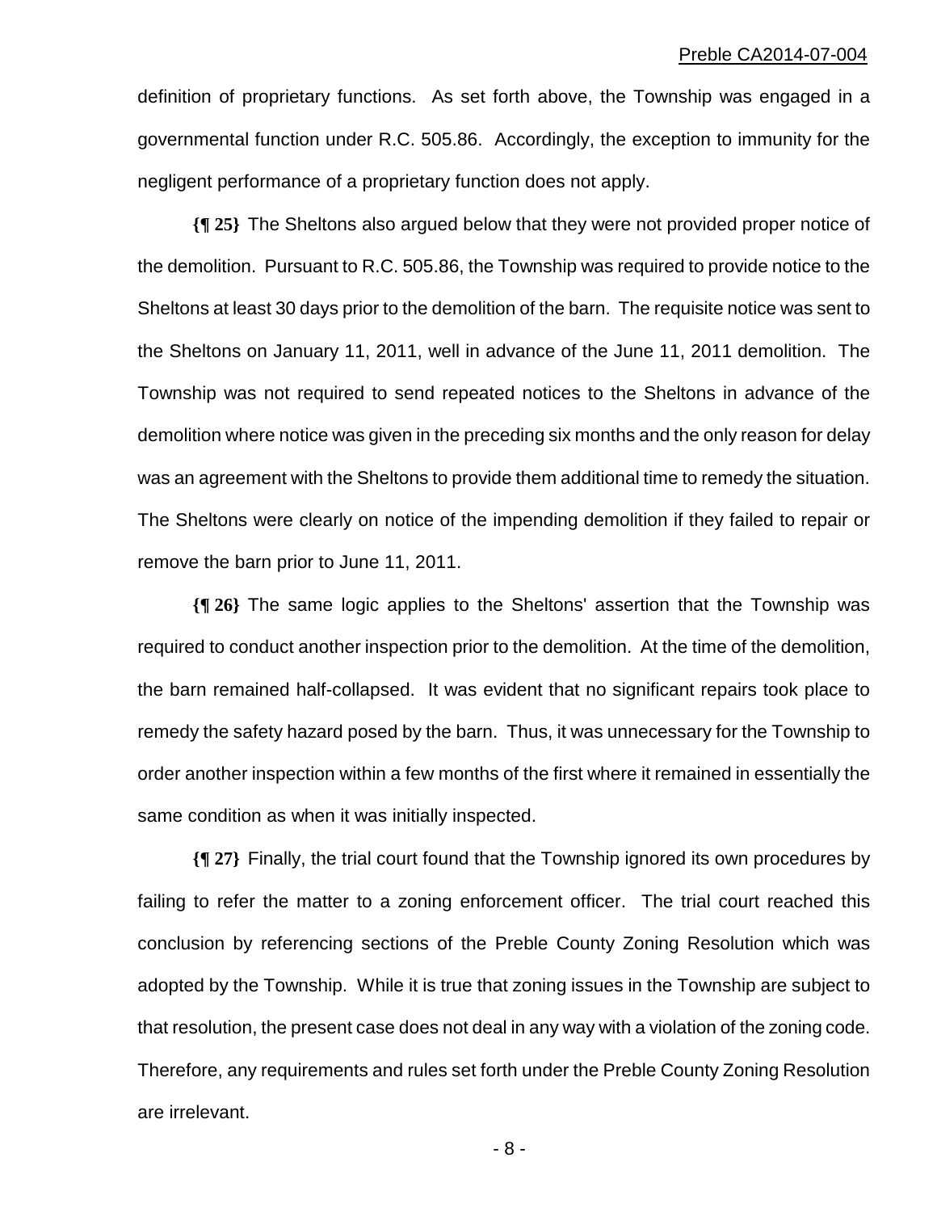definition of proprietary functions. As set forth above, the Township was engaged in a governmental function under R.C. 505.86. Accordingly, the exception to immunity for the negligent performance of a proprietary function does not apply.

**{¶ 25}** The Sheltons also argued below that they were not provided proper notice of the demolition. Pursuant to R.C. 505.86, the Township was required to provide notice to the Sheltons at least 30 days prior to the demolition of the barn. The requisite notice was sent to the Sheltons on January 11, 2011, well in advance of the June 11, 2011 demolition. The Township was not required to send repeated notices to the Sheltons in advance of the demolition where notice was given in the preceding six months and the only reason for delay was an agreement with the Sheltons to provide them additional time to remedy the situation. The Sheltons were clearly on notice of the impending demolition if they failed to repair or remove the barn prior to June 11, 2011.

**{¶ 26}** The same logic applies to the Sheltons' assertion that the Township was required to conduct another inspection prior to the demolition. At the time of the demolition, the barn remained half-collapsed. It was evident that no significant repairs took place to remedy the safety hazard posed by the barn. Thus, it was unnecessary for the Township to order another inspection within a few months of the first where it remained in essentially the same condition as when it was initially inspected.

**{¶ 27}** Finally, the trial court found that the Township ignored its own procedures by failing to refer the matter to a zoning enforcement officer. The trial court reached this conclusion by referencing sections of the Preble County Zoning Resolution which was adopted by the Township. While it is true that zoning issues in the Township are subject to that resolution, the present case does not deal in any way with a violation of the zoning code. Therefore, any requirements and rules set forth under the Preble County Zoning Resolution are irrelevant.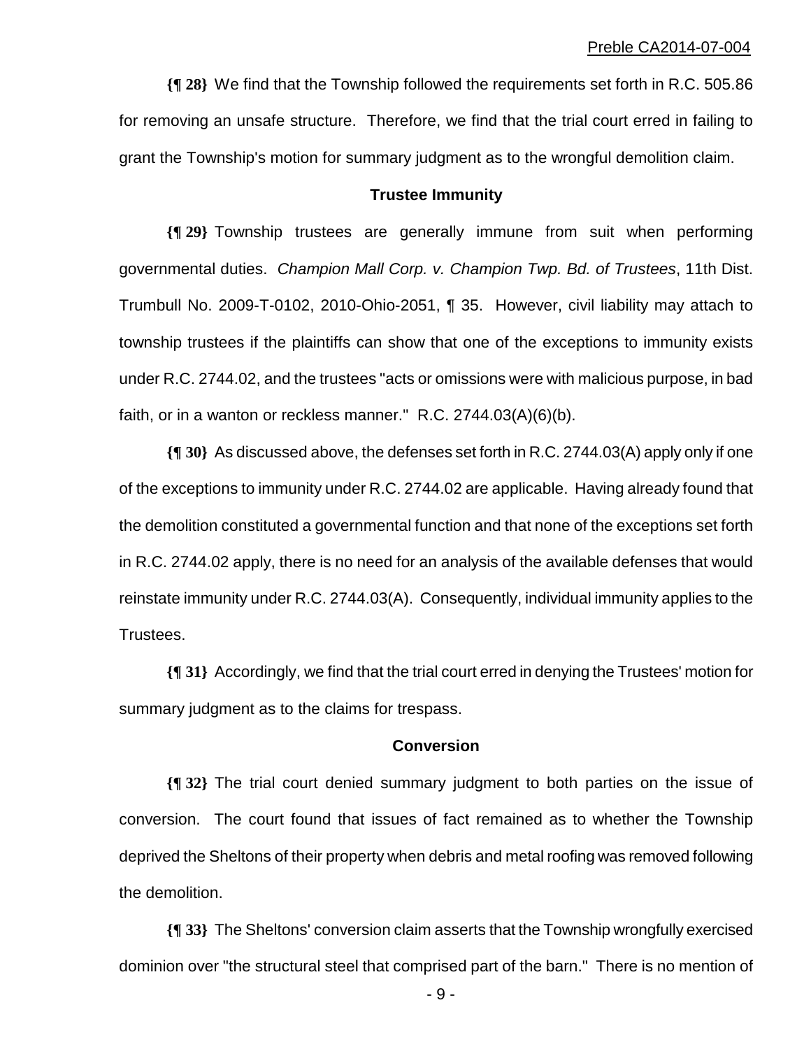**{¶ 28}** We find that the Township followed the requirements set forth in R.C. 505.86 for removing an unsafe structure. Therefore, we find that the trial court erred in failing to grant the Township's motion for summary judgment as to the wrongful demolition claim.

### Trustee Immunity

**{¶ 29}** Township trustees are generally immune from suit when performing governmental duties. *Champion Mall Corp. v. Champion Twp. Bd. of Trustees*, 11th Dist. Trumbull No. 2009-T-0102, 2010-Ohio-2051, ¶ 35. However, civil liability may attach to township trustees if the plaintiffs can show that one of the exceptions to immunity exists under R.C. 2744.02, and the trustees "acts or omissions were with malicious purpose, in bad faith, or in a wanton or reckless manner." R.C. 2744.03(A)(6)(b).

**{¶ 30}** As discussed above, the defenses set forth in R.C. 2744.03(A) apply only if one of the exceptions to immunity under R.C. 2744.02 are applicable. Having already found that the demolition constituted a governmental function and that none of the exceptions set forth in R.C. 2744.02 apply, there is no need for an analysis of the available defenses that would reinstate immunity under R.C. 2744.03(A). Consequently, individual immunity applies to the Trustees.

**{¶ 31}** Accordingly, we find that the trial court erred in denying the Trustees' motion for summary judgment as to the claims for trespass.

### Conversion

**{¶ 32}** The trial court denied summary judgment to both parties on the issue of conversion. The court found that issues of fact remained as to whether the Township deprived the Sheltons of their property when debris and metal roofing was removed following the demolition.

**{¶ 33}** The Sheltons' conversion claim asserts that the Township wrongfully exercised dominion over "the structural steel that comprised part of the barn." There is no mention of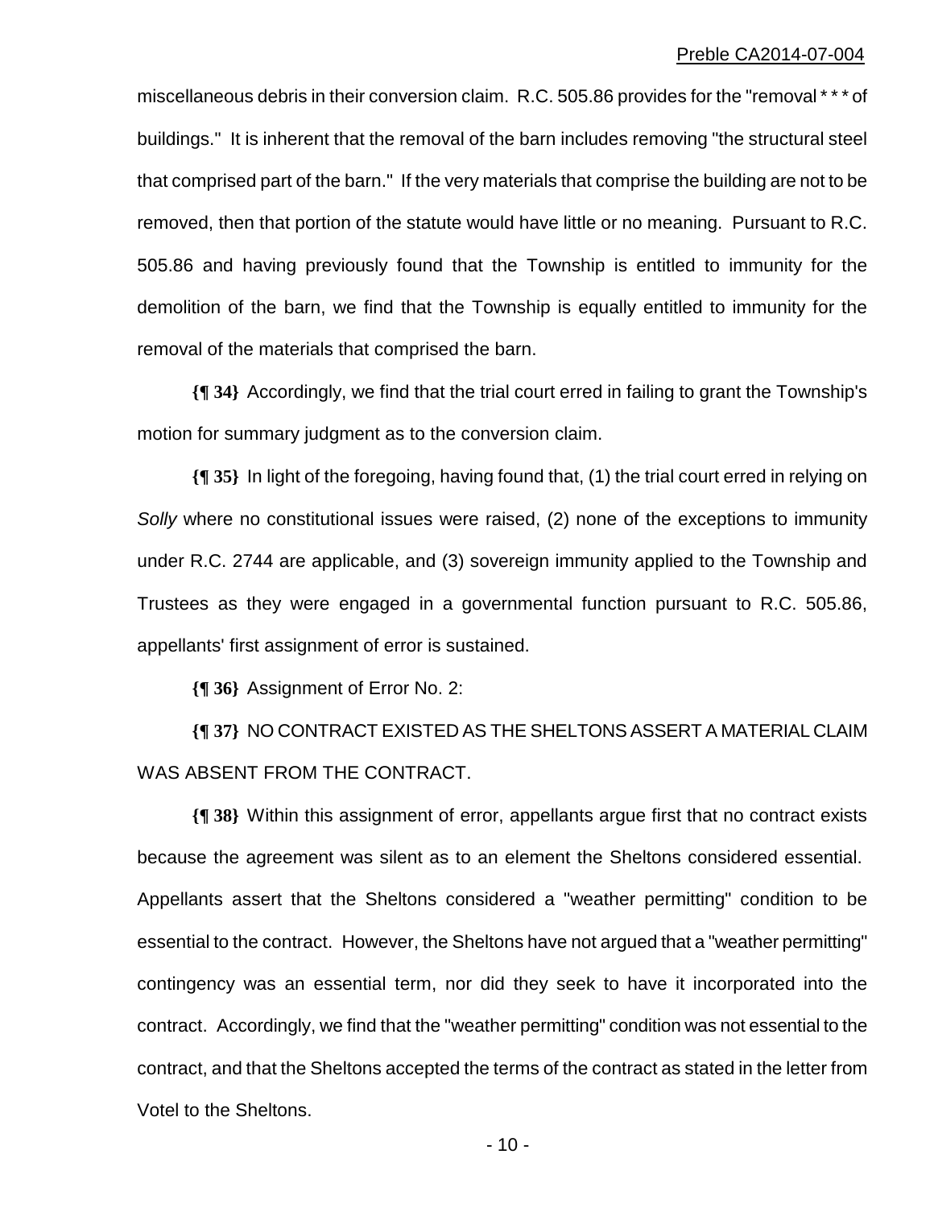miscellaneous debris in their conversion claim. R.C. 505.86 provides for the "removal * * * of buildings." It is inherent that the removal of the barn includes removing "the structural steel that comprised part of the barn." If the very materials that comprise the building are not to be removed, then that portion of the statute would have little or no meaning. Pursuant to R.C. 505.86 and having previously found that the Township is entitled to immunity for the demolition of the barn, we find that the Township is equally entitled to immunity for the removal of the materials that comprised the barn.

**{¶ 34}** Accordingly, we find that the trial court erred in failing to grant the Township's motion for summary judgment as to the conversion claim.

**{¶ 35}** In light of the foregoing, having found that, (1) the trial court erred in relying on *Solly* where no constitutional issues were raised, (2) none of the exceptions to immunity under R.C. 2744 are applicable, and (3) sovereign immunity applied to the Township and Trustees as they were engaged in a governmental function pursuant to R.C. 505.86, appellants' first assignment of error is sustained.

**{¶ 36}** Assignment of Error No. 2:

**{¶ 37}** NO CONTRACT EXISTED AS THE SHELTONS ASSERT A MATERIAL CLAIM WAS ABSENT FROM THE CONTRACT.

**{¶ 38}** Within this assignment of error, appellants argue first that no contract exists because the agreement was silent as to an element the Sheltons considered essential. Appellants assert that the Sheltons considered a "weather permitting" condition to be essential to the contract. However, the Sheltons have not argued that a "weather permitting" contingency was an essential term, nor did they seek to have it incorporated into the contract. Accordingly, we find that the "weather permitting" condition was not essential to the contract, and that the Sheltons accepted the terms of the contract as stated in the letter from Votel to the Sheltons.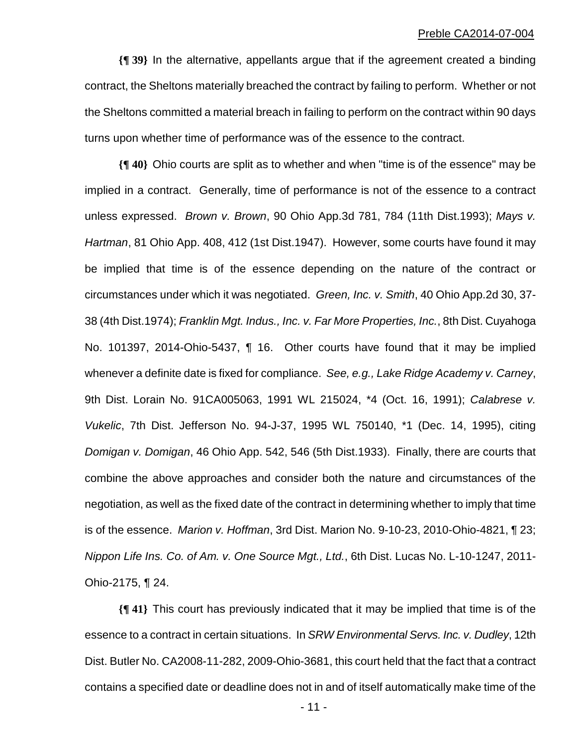**{¶ 39}** In the alternative, appellants argue that if the agreement created a binding contract, the Sheltons materially breached the contract by failing to perform. Whether or not the Sheltons committed a material breach in failing to perform on the contract within 90 days turns upon whether time of performance was of the essence to the contract.

**{¶ 40}** Ohio courts are split as to whether and when "time is of the essence" may be implied in a contract. Generally, time of performance is not of the essence to a contract unless expressed. *Brown v. Brown*, 90 Ohio App.3d 781, 784 (11th Dist.1993); *Mays v. Hartman*, 81 Ohio App. 408, 412 (1st Dist.1947). However, some courts have found it may be implied that time is of the essence depending on the nature of the contract or circumstances under which it was negotiated. *Green, Inc. v. Smith*, 40 Ohio App.2d 30, 37-38 (4th Dist.1974); *Franklin Mgt. Indus., Inc. v. Far More Properties, Inc.*, 8th Dist. Cuyahoga No. 101397, 2014-Ohio-5437, ¶ 16. Other courts have found that it may be implied whenever a definite date is fixed for compliance. *See, e.g., Lake Ridge Academy v. Carney*, 9th Dist. Lorain No. 91CA005063, 1991 WL 215024, *4 (Oct. 16, 1991); *Calabrese v. Vukelic*, 7th Dist. Jefferson No. 94-J-37, 1995 WL 750140, *1 (Dec. 14, 1995), citing *Domigan v. Domigan*, 46 Ohio App. 542, 546 (5th Dist.1933). Finally, there are courts that combine the above approaches and consider both the nature and circumstances of the negotiation, as well as the fixed date of the contract in determining whether to imply that time is of the essence. *Marion v. Hoffman*, 3rd Dist. Marion No. 9-10-23, 2010-Ohio-4821, ¶ 23; *Nippon Life Ins. Co. of Am. v. One Source Mgt., Ltd.*, 6th Dist. Lucas No. L-10-1247, 2011-Ohio-2175, ¶ 24.

**{¶ 41}** This court has previously indicated that it may be implied that time is of the essence to a contract in certain situations. In *SRW Environmental Servs. Inc. v. Dudley*, 12th Dist. Butler No. CA2008-11-282, 2009-Ohio-3681, this court held that the fact that a contract contains a specified date or deadline does not in and of itself automatically make time of the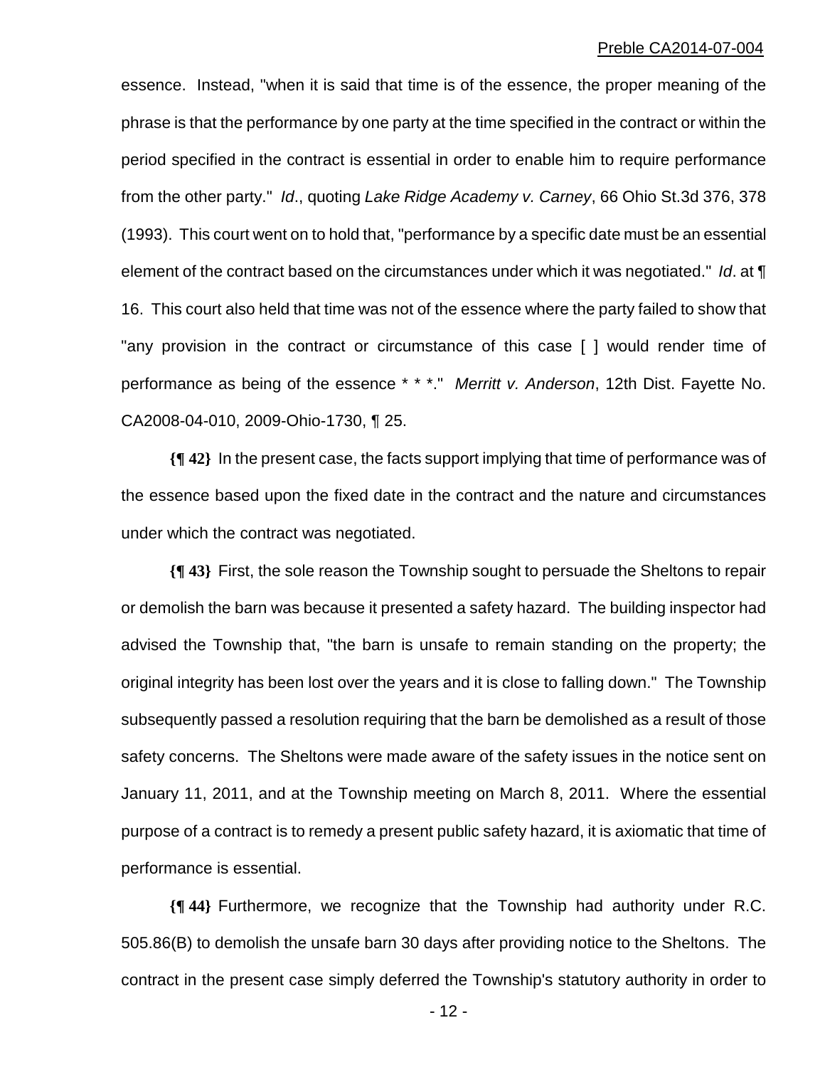essence. Instead, "when it is said that time is of the essence, the proper meaning of the phrase is that the performance by one party at the time specified in the contract or within the period specified in the contract is essential in order to enable him to require performance from the other party." *Id*., quoting *Lake Ridge Academy v. Carney*, 66 Ohio St.3d 376, 378 (1993). This court went on to hold that, "performance by a specific date must be an essential element of the contract based on the circumstances under which it was negotiated." *Id*. at ¶ 16. This court also held that time was not of the essence where the party failed to show that "any provision in the contract or circumstance of this case [ ] would render time of performance as being of the essence * * *." *Merritt v. Anderson*, 12th Dist. Fayette No. CA2008-04-010, 2009-Ohio-1730, ¶ 25.

**{¶ 42}** In the present case, the facts support implying that time of performance was of the essence based upon the fixed date in the contract and the nature and circumstances under which the contract was negotiated.

**{¶ 43}** First, the sole reason the Township sought to persuade the Sheltons to repair or demolish the barn was because it presented a safety hazard. The building inspector had advised the Township that, "the barn is unsafe to remain standing on the property; the original integrity has been lost over the years and it is close to falling down." The Township subsequently passed a resolution requiring that the barn be demolished as a result of those safety concerns. The Sheltons were made aware of the safety issues in the notice sent on January 11, 2011, and at the Township meeting on March 8, 2011. Where the essential purpose of a contract is to remedy a present public safety hazard, it is axiomatic that time of performance is essential.

**{¶ 44}** Furthermore, we recognize that the Township had authority under R.C. 505.86(B) to demolish the unsafe barn 30 days after providing notice to the Sheltons. The contract in the present case simply deferred the Township's statutory authority in order to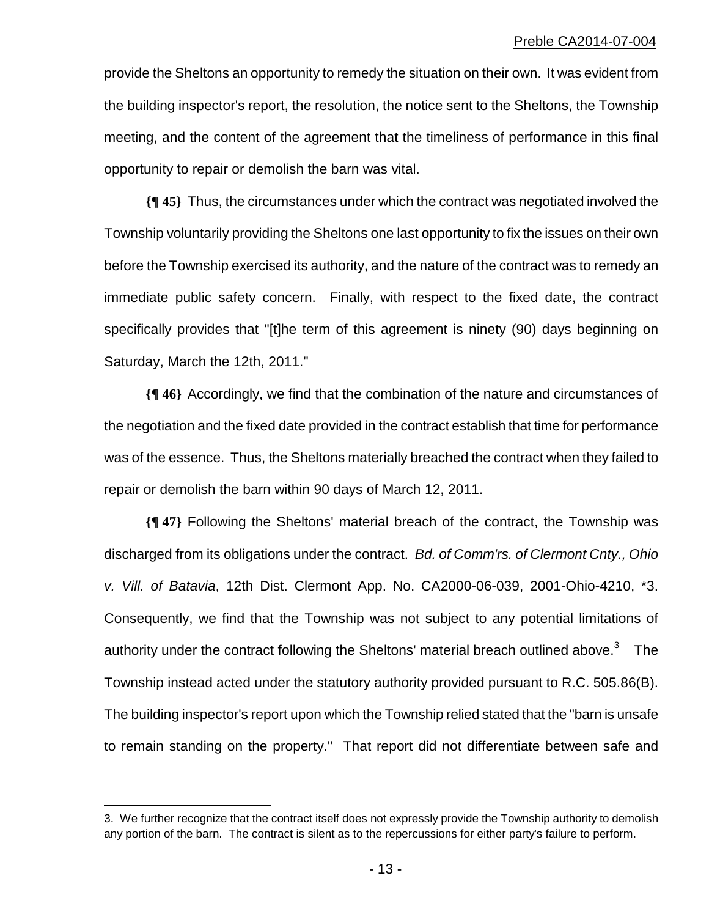provide the Sheltons an opportunity to remedy the situation on their own. It was evident from the building inspector's report, the resolution, the notice sent to the Sheltons, the Township meeting, and the content of the agreement that the timeliness of performance in this final opportunity to repair or demolish the barn was vital.

**{¶ 45}** Thus, the circumstances under which the contract was negotiated involved the Township voluntarily providing the Sheltons one last opportunity to fix the issues on their own before the Township exercised its authority, and the nature of the contract was to remedy an immediate public safety concern. Finally, with respect to the fixed date, the contract specifically provides that "[t]he term of this agreement is ninety (90) days beginning on Saturday, March the 12th, 2011."

**{¶ 46}** Accordingly, we find that the combination of the nature and circumstances of the negotiation and the fixed date provided in the contract establish that time for performance was of the essence. Thus, the Sheltons materially breached the contract when they failed to repair or demolish the barn within 90 days of March 12, 2011.

**{¶ 47}** Following the Sheltons' material breach of the contract, the Township was discharged from its obligations under the contract. *Bd. of Comm'rs. of Clermont Cnty., Ohio v. Vill. of Batavia*, 12th Dist. Clermont App. No. CA2000-06-039, 2001-Ohio-4210, *3. Consequently, we find that the Township was not subject to any potential limitations of authority under the contract following the Sheltons' material breach outlined above.[3] The Township instead acted under the statutory authority provided pursuant to R.C. 505.86(B). The building inspector's report upon which the Township relied stated that the "barn is unsafe to remain standing on the property." That report did not differentiate between safe and

---

3. We further recognize that the contract itself does not expressly provide the Township authority to demolish any portion of the barn. The contract is silent as to the repercussions for either party's failure to perform.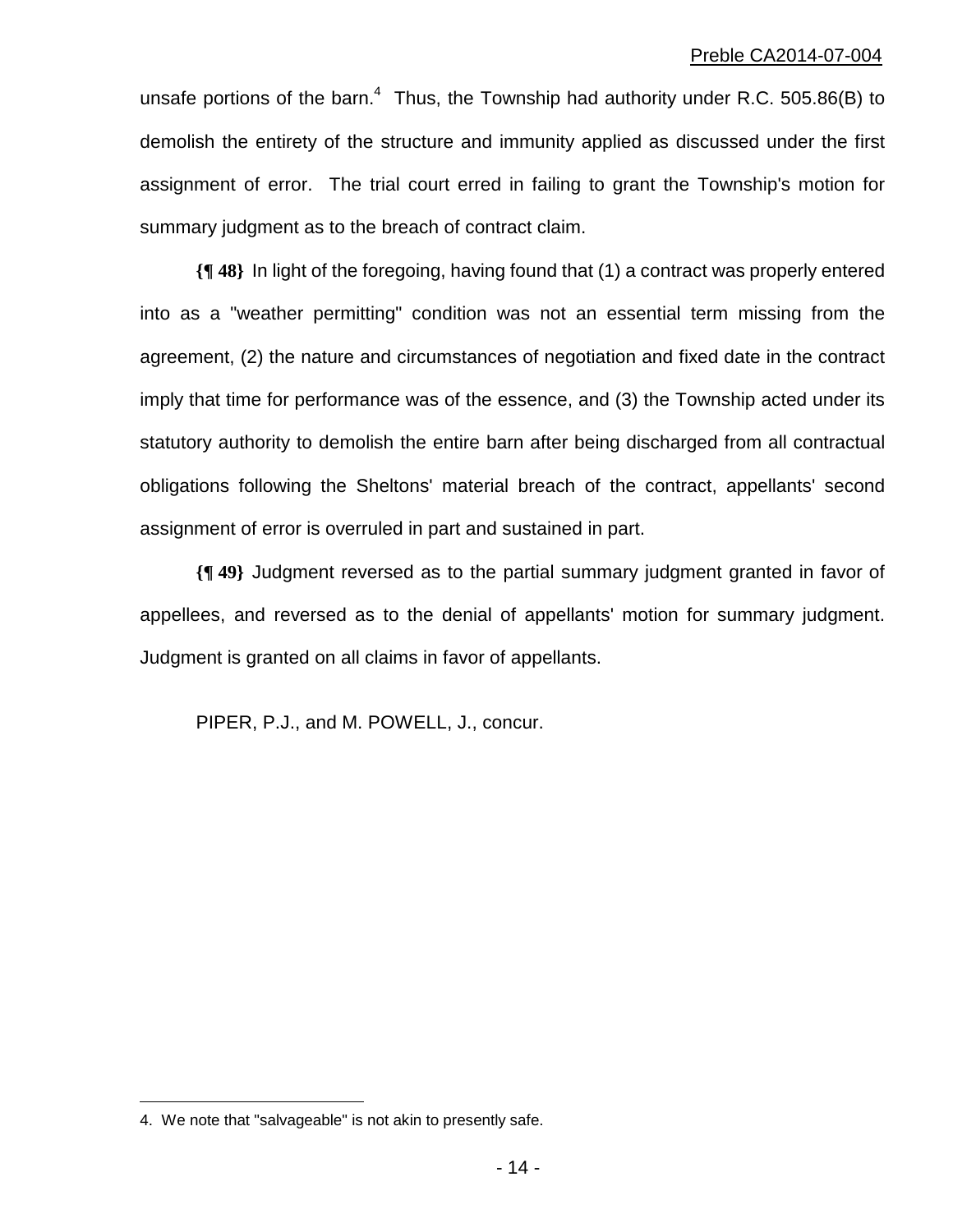unsafe portions of the barn.[4] Thus, the Township had authority under R.C. 505.86(B) to demolish the entirety of the structure and immunity applied as discussed under the first assignment of error. The trial court erred in failing to grant the Township's motion for summary judgment as to the breach of contract claim.

**{¶ 48}** In light of the foregoing, having found that (1) a contract was properly entered into as a "weather permitting" condition was not an essential term missing from the agreement, (2) the nature and circumstances of negotiation and fixed date in the contract imply that time for performance was of the essence, and (3) the Township acted under its statutory authority to demolish the entire barn after being discharged from all contractual obligations following the Sheltons' material breach of the contract, appellants' second assignment of error is overruled in part and sustained in part.

**{¶ 49}** Judgment reversed as to the partial summary judgment granted in favor of appellees, and reversed as to the denial of appellants' motion for summary judgment. Judgment is granted on all claims in favor of appellants.

PIPER, P.J., and M. POWELL, J., concur.

---

4. We note that "salvageable" is not akin to presently safe.